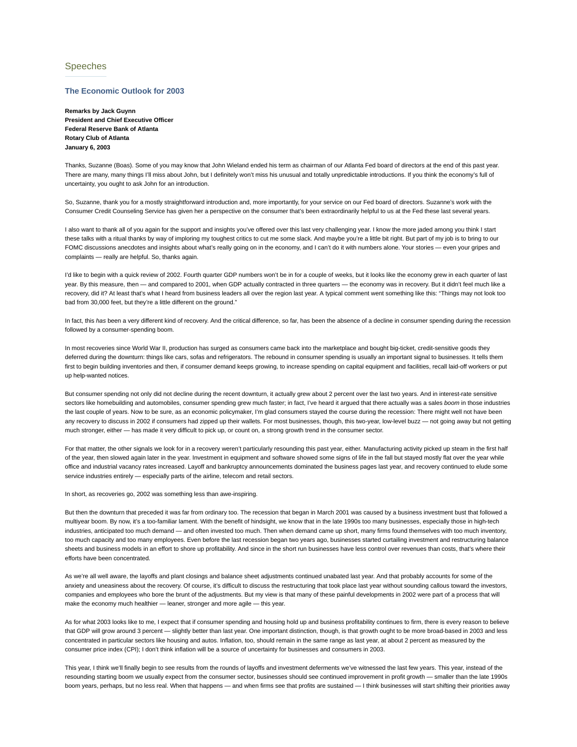Speeches

## The Economic Outlook for 2003

**Remarks by Jack Guynn**
**President and Chief Executive Officer**
**Federal Reserve Bank of Atlanta**
**Rotary Club of Atlanta**
**January 6, 2003**

Thanks, Suzanne (Boas). Some of you may know that John Wieland ended his term as chairman of our Atlanta Fed board of directors at the end of this past year. There are many, many things I'll miss about John, but I definitely won't miss his unusual and totally unpredictable introductions. If you think the economy's full of uncertainty, you ought to ask John for an introduction.

So, Suzanne, thank you for a mostly straightforward introduction and, more importantly, for your service on our Fed board of directors. Suzanne's work with the Consumer Credit Counseling Service has given her a perspective on the consumer that's been extraordinarily helpful to us at the Fed these last several years.

I also want to thank all of you again for the support and insights you've offered over this last very challenging year. I know the more jaded among you think I start these talks with a ritual thanks by way of imploring my toughest critics to cut me some slack. And maybe you're a little bit right. But part of my job is to bring to our FOMC discussions anecdotes and insights about what's really going on in the economy, and I can't do it with numbers alone. Your stories — even your gripes and complaints — really are helpful. So, thanks again.

I'd like to begin with a quick review of 2002. Fourth quarter GDP numbers won't be in for a couple of weeks, but it looks like the economy grew in each quarter of last year. By this measure, then — and compared to 2001, when GDP actually contracted in three quarters — the economy was in recovery. But it didn't feel much like a recovery, did it? At least that's what I heard from business leaders all over the region last year. A typical comment went something like this: "Things may not look too bad from 30,000 feet, but they're a little different on the ground."

In fact, this *has* been a very different kind of recovery. And the critical difference, so far, has been the absence of a decline in consumer spending during the recession followed by a consumer-spending boom.

In most recoveries since World War II, production has surged as consumers came back into the marketplace and bought big-ticket, credit-sensitive goods they deferred during the downturn: things like cars, sofas and refrigerators. The rebound in consumer spending is usually an important signal to businesses. It tells them first to begin building inventories and then, if consumer demand keeps growing, to increase spending on capital equipment and facilities, recall laid-off workers or put up help-wanted notices.

But consumer spending not only did not decline during the recent downturn, it actually grew about 2 percent over the last two years. And in interest-rate sensitive sectors like homebuilding and automobiles, consumer spending grew much faster; in fact, I've heard it argued that there actually was a sales *boom* in those industries the last couple of years. Now to be sure, as an economic policymaker, I'm glad consumers stayed the course during the recession: There might well not have been any recovery to discuss in 2002 if consumers had zipped up their wallets. For most businesses, though, this two-year, low-level buzz — not going away but not getting much stronger, either — has made it very difficult to pick up, or count on, a strong growth trend in the consumer sector.

For that matter, the other signals we look for in a recovery weren't particularly resounding this past year, either. Manufacturing activity picked up steam in the first half of the year, then slowed again later in the year. Investment in equipment and software showed some signs of life in the fall but stayed mostly flat over the year while office and industrial vacancy rates increased. Layoff and bankruptcy announcements dominated the business pages last year, and recovery continued to elude some service industries entirely — especially parts of the airline, telecom and retail sectors.

In short, as recoveries go, 2002 was something less than awe-inspiring.

But then the downturn that preceded it was far from ordinary too. The recession that began in March 2001 was caused by a business investment bust that followed a multiyear boom. By now, it's a too-familiar lament. With the benefit of hindsight, we know that in the late 1990s too many businesses, especially those in high-tech industries, anticipated too much demand — and often invested too much. Then when demand came up short, many firms found themselves with too much inventory, too much capacity and too many employees. Even before the last recession began two years ago, businesses started curtailing investment and restructuring balance sheets and business models in an effort to shore up profitability. And since in the short run businesses have less control over revenues than costs, that's where their efforts have been concentrated.

As we're all well aware, the layoffs and plant closings and balance sheet adjustments continued unabated last year. And that probably accounts for some of the anxiety and uneasiness about the recovery. Of course, it's difficult to discuss the restructuring that took place last year without sounding callous toward the investors, companies and employees who bore the brunt of the adjustments. But my view is that many of these painful developments in 2002 were part of a process that will make the economy much healthier — leaner, stronger and more agile — this year.

As for what 2003 looks like to me, I expect that if consumer spending and housing hold up and business profitability continues to firm, there is every reason to believe that GDP will grow around 3 percent — slightly better than last year. One important distinction, though, is that growth ought to be more broad-based in 2003 and less concentrated in particular sectors like housing and autos. Inflation, too, should remain in the same range as last year, at about 2 percent as measured by the consumer price index (CPI); I don't think inflation will be a source of uncertainty for businesses and consumers in 2003.

This year, I think we'll finally begin to see results from the rounds of layoffs and investment deferments we've witnessed the last few years. This year, instead of the resounding starting boom we usually expect from the consumer sector, businesses should see continued improvement in profit growth — smaller than the late 1990s boom years, perhaps, but no less real. When that happens — and when firms see that profits are sustained — I think businesses will start shifting their priorities away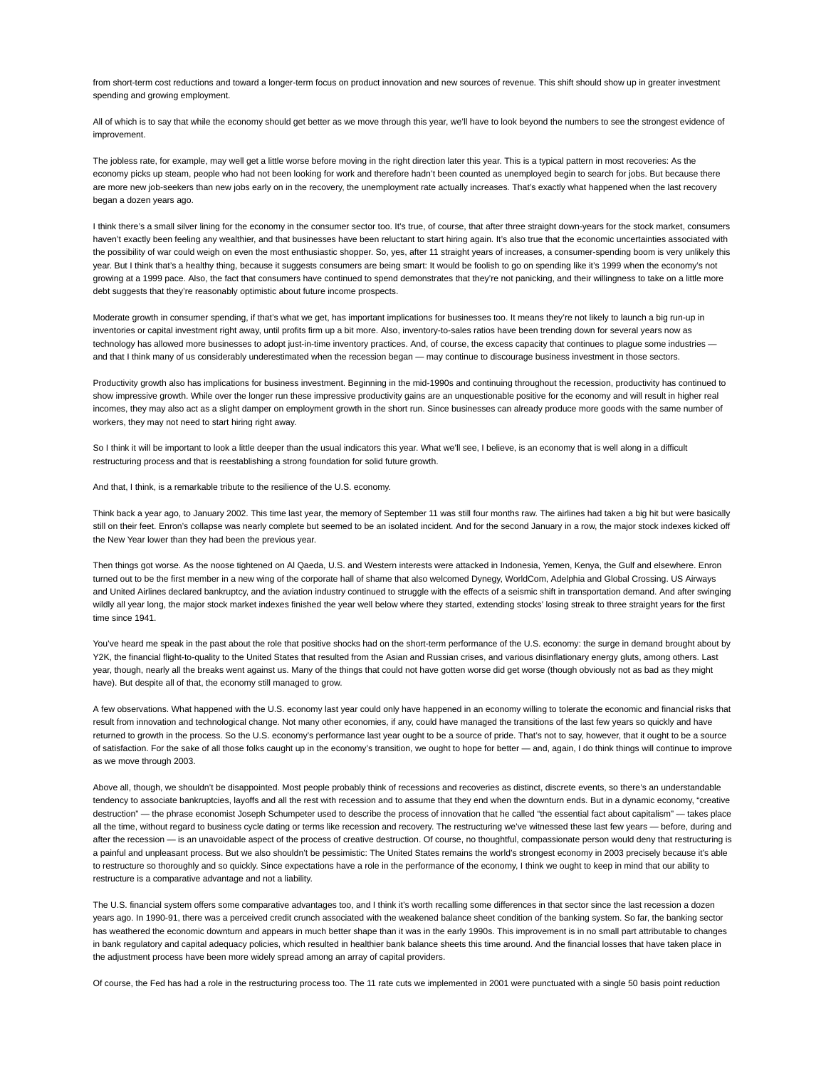from short-term cost reductions and toward a longer-term focus on product innovation and new sources of revenue. This shift should show up in greater investment spending and growing employment.

All of which is to say that while the economy should get better as we move through this year, we'll have to look beyond the numbers to see the strongest evidence of improvement.

The jobless rate, for example, may well get a little worse before moving in the right direction later this year. This is a typical pattern in most recoveries: As the economy picks up steam, people who had not been looking for work and therefore hadn't been counted as unemployed begin to search for jobs. But because there are more new job-seekers than new jobs early on in the recovery, the unemployment rate actually increases. That's exactly what happened when the last recovery began a dozen years ago.

I think there's a small silver lining for the economy in the consumer sector too. It's true, of course, that after three straight down-years for the stock market, consumers haven't exactly been feeling any wealthier, and that businesses have been reluctant to start hiring again. It's also true that the economic uncertainties associated with the possibility of war could weigh on even the most enthusiastic shopper. So, yes, after 11 straight years of increases, a consumer-spending boom is very unlikely this year. But I think that's a healthy thing, because it suggests consumers are being smart: It would be foolish to go on spending like it's 1999 when the economy's not growing at a 1999 pace. Also, the fact that consumers have continued to spend demonstrates that they're not panicking, and their willingness to take on a little more debt suggests that they're reasonably optimistic about future income prospects.

Moderate growth in consumer spending, if that's what we get, has important implications for businesses too. It means they're not likely to launch a big run-up in inventories or capital investment right away, until profits firm up a bit more. Also, inventory-to-sales ratios have been trending down for several years now as technology has allowed more businesses to adopt just-in-time inventory practices. And, of course, the excess capacity that continues to plague some industries — and that I think many of us considerably underestimated when the recession began — may continue to discourage business investment in those sectors.

Productivity growth also has implications for business investment. Beginning in the mid-1990s and continuing throughout the recession, productivity has continued to show impressive growth. While over the longer run these impressive productivity gains are an unquestionable positive for the economy and will result in higher real incomes, they may also act as a slight damper on employment growth in the short run. Since businesses can already produce more goods with the same number of workers, they may not need to start hiring right away.

So I think it will be important to look a little deeper than the usual indicators this year. What we'll see, I believe, is an economy that is well along in a difficult restructuring process and that is reestablishing a strong foundation for solid future growth.

And that, I think, is a remarkable tribute to the resilience of the U.S. economy.

Think back a year ago, to January 2002. This time last year, the memory of September 11 was still four months raw. The airlines had taken a big hit but were basically still on their feet. Enron's collapse was nearly complete but seemed to be an isolated incident. And for the second January in a row, the major stock indexes kicked off the New Year lower than they had been the previous year.

Then things got worse. As the noose tightened on Al Qaeda, U.S. and Western interests were attacked in Indonesia, Yemen, Kenya, the Gulf and elsewhere. Enron turned out to be the first member in a new wing of the corporate hall of shame that also welcomed Dynegy, WorldCom, Adelphia and Global Crossing. US Airways and United Airlines declared bankruptcy, and the aviation industry continued to struggle with the effects of a seismic shift in transportation demand. And after swinging wildly all year long, the major stock market indexes finished the year well below where they started, extending stocks' losing streak to three straight years for the first time since 1941.

You've heard me speak in the past about the role that positive shocks had on the short-term performance of the U.S. economy: the surge in demand brought about by Y2K, the financial flight-to-quality to the United States that resulted from the Asian and Russian crises, and various disinflationary energy gluts, among others. Last year, though, nearly all the breaks went against us. Many of the things that could not have gotten worse did get worse (though obviously not as bad as they might have). But despite all of that, the economy still managed to grow.

A few observations. What happened with the U.S. economy last year could only have happened in an economy willing to tolerate the economic and financial risks that result from innovation and technological change. Not many other economies, if any, could have managed the transitions of the last few years so quickly and have returned to growth in the process. So the U.S. economy's performance last year ought to be a source of pride. That's not to say, however, that it ought to be a source of satisfaction. For the sake of all those folks caught up in the economy's transition, we ought to hope for better — and, again, I do think things will continue to improve as we move through 2003.

Above all, though, we shouldn't be disappointed. Most people probably think of recessions and recoveries as distinct, discrete events, so there's an understandable tendency to associate bankruptcies, layoffs and all the rest with recession and to assume that they end when the downturn ends. But in a dynamic economy, "creative destruction" — the phrase economist Joseph Schumpeter used to describe the process of innovation that he called "the essential fact about capitalism" — takes place all the time, without regard to business cycle dating or terms like recession and recovery. The restructuring we've witnessed these last few years — before, during and after the recession — is an unavoidable aspect of the process of creative destruction. Of course, no thoughtful, compassionate person would deny that restructuring is a painful and unpleasant process. But we also shouldn't be pessimistic: The United States remains the world's strongest economy in 2003 precisely because it's able to restructure so thoroughly and so quickly. Since expectations have a role in the performance of the economy, I think we ought to keep in mind that our ability to restructure is a comparative advantage and not a liability.

The U.S. financial system offers some comparative advantages too, and I think it's worth recalling some differences in that sector since the last recession a dozen years ago. In 1990-91, there was a perceived credit crunch associated with the weakened balance sheet condition of the banking system. So far, the banking sector has weathered the economic downturn and appears in much better shape than it was in the early 1990s. This improvement is in no small part attributable to changes in bank regulatory and capital adequacy policies, which resulted in healthier bank balance sheets this time around. And the financial losses that have taken place in the adjustment process have been more widely spread among an array of capital providers.

Of course, the Fed has had a role in the restructuring process too. The 11 rate cuts we implemented in 2001 were punctuated with a single 50 basis point reduction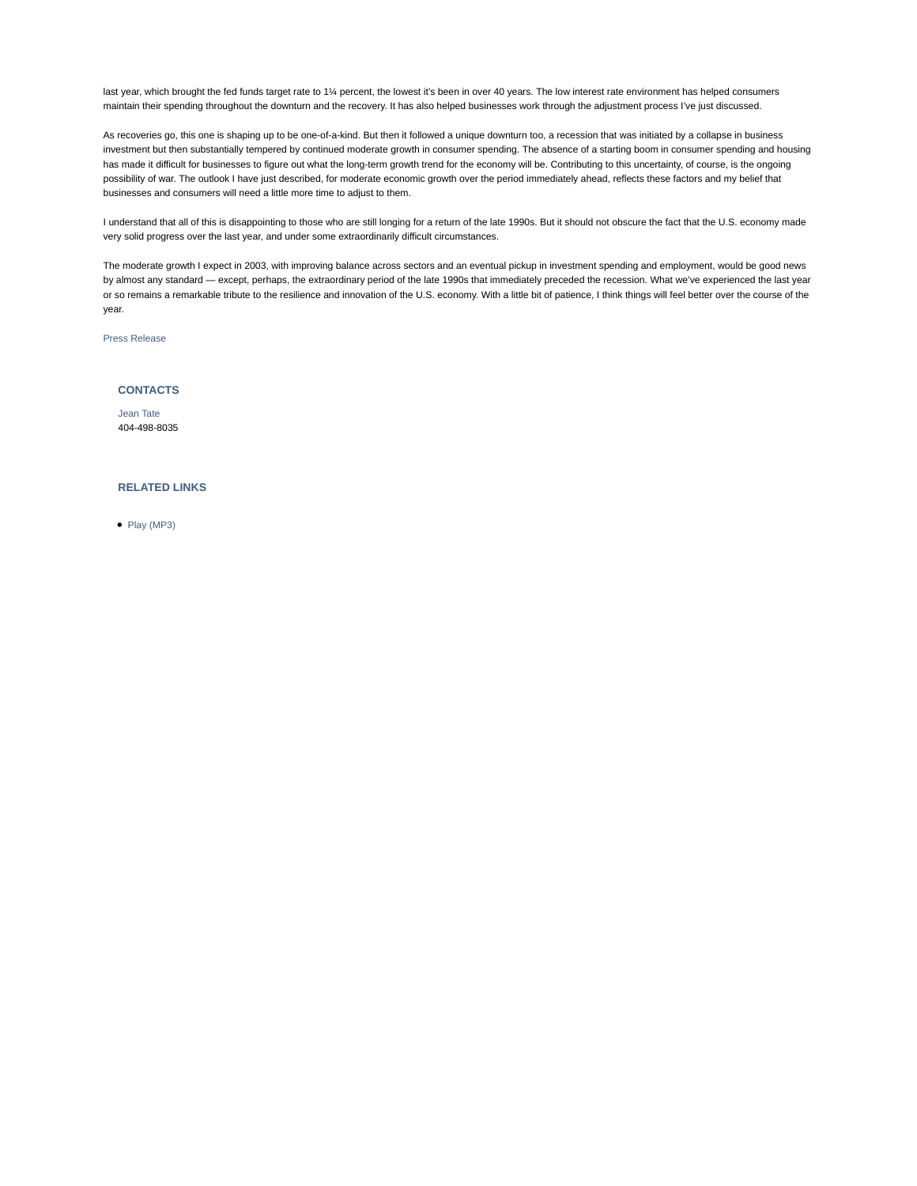last year, which brought the fed funds target rate to 1¼ percent, the lowest it's been in over 40 years. The low interest rate environment has helped consumers maintain their spending throughout the downturn and the recovery. It has also helped businesses work through the adjustment process I've just discussed.

As recoveries go, this one is shaping up to be one-of-a-kind. But then it followed a unique downturn too, a recession that was initiated by a collapse in business investment but then substantially tempered by continued moderate growth in consumer spending. The absence of a starting boom in consumer spending and housing has made it difficult for businesses to figure out what the long-term growth trend for the economy will be. Contributing to this uncertainty, of course, is the ongoing possibility of war. The outlook I have just described, for moderate economic growth over the period immediately ahead, reflects these factors and my belief that businesses and consumers will need a little more time to adjust to them.

I understand that all of this is disappointing to those who are still longing for a return of the late 1990s. But it should not obscure the fact that the U.S. economy made very solid progress over the last year, and under some extraordinarily difficult circumstances.

The moderate growth I expect in 2003, with improving balance across sectors and an eventual pickup in investment spending and employment, would be good news by almost any standard — except, perhaps, the extraordinary period of the late 1990s that immediately preceded the recession. What we've experienced the last year or so remains a remarkable tribute to the resilience and innovation of the U.S. economy. With a little bit of patience, I think things will feel better over the course of the year.

Press Release

### CONTACTS

Jean Tate
404-498-8035

### RELATED LINKS

- Play (MP3)